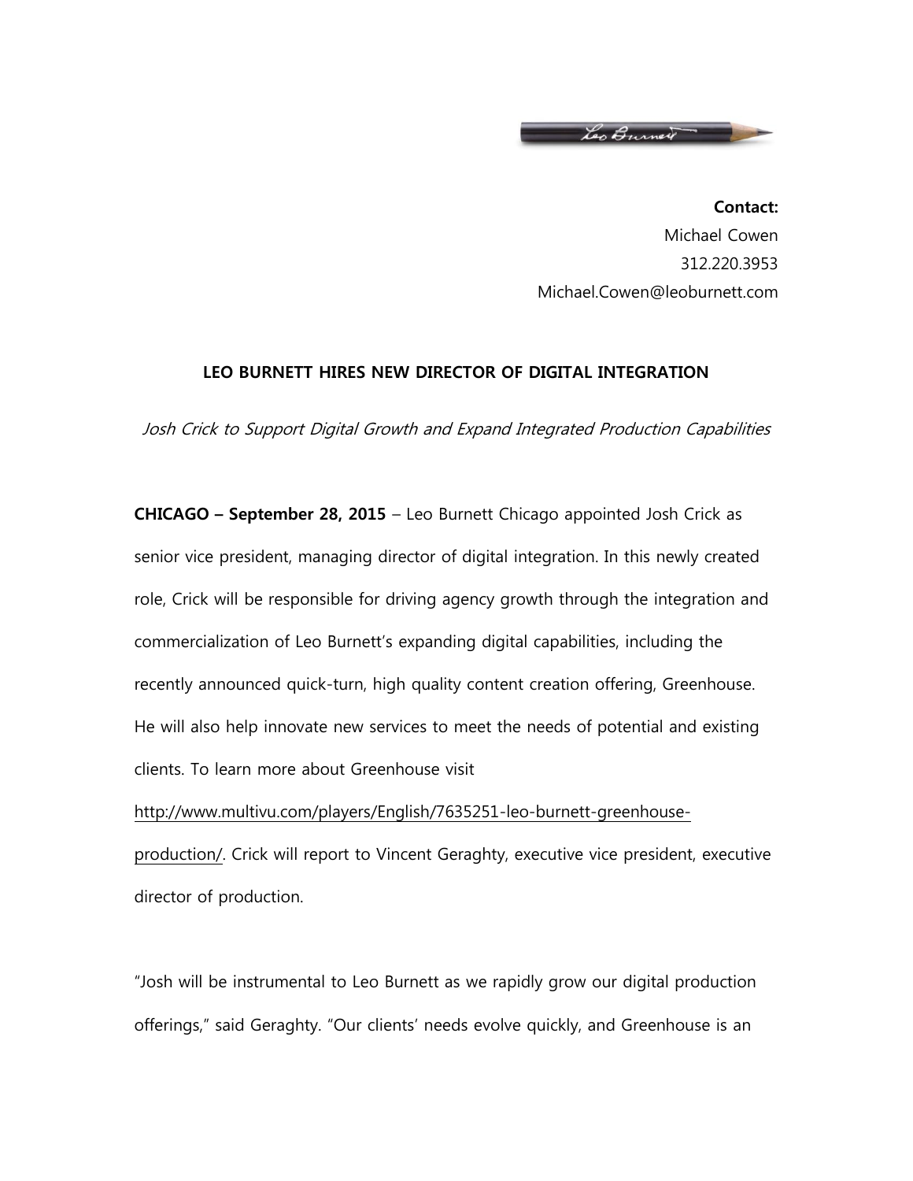**Contact:**
Michael Cowen
312.220.3953
Michael.Cowen@leoburnett.com

# LEO BURNETT HIRES NEW DIRECTOR OF DIGITAL INTEGRATION

*Josh Crick to Support Digital Growth and Expand Integrated Production Capabilities*

**CHICAGO – September 28, 2015** – Leo Burnett Chicago appointed Josh Crick as senior vice president, managing director of digital integration. In this newly created role, Crick will be responsible for driving agency growth through the integration and commercialization of Leo Burnett's expanding digital capabilities, including the recently announced quick-turn, high quality content creation offering, Greenhouse. He will also help innovate new services to meet the needs of potential and existing clients. To learn more about Greenhouse visit http://www.multivu.com/players/English/7635251-leo-burnett-greenhouse-production/. Crick will report to Vincent Geraghty, executive vice president, executive director of production.

"Josh will be instrumental to Leo Burnett as we rapidly grow our digital production offerings," said Geraghty. "Our clients' needs evolve quickly, and Greenhouse is an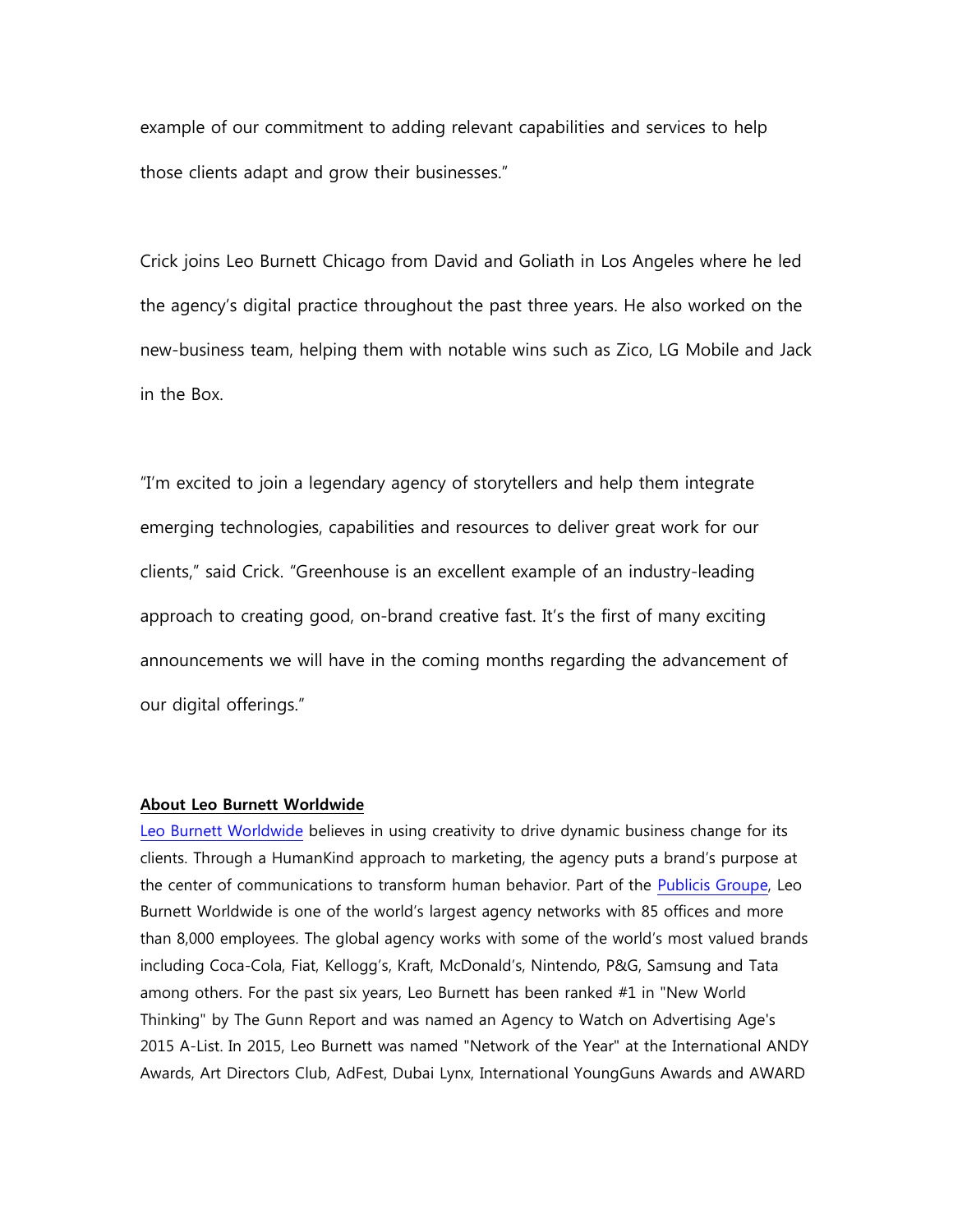example of our commitment to adding relevant capabilities and services to help those clients adapt and grow their businesses."

Crick joins Leo Burnett Chicago from David and Goliath in Los Angeles where he led the agency's digital practice throughout the past three years. He also worked on the new-business team, helping them with notable wins such as Zico, LG Mobile and Jack in the Box.

"I'm excited to join a legendary agency of storytellers and help them integrate emerging technologies, capabilities and resources to deliver great work for our clients," said Crick. "Greenhouse is an excellent example of an industry-leading approach to creating good, on-brand creative fast. It's the first of many exciting announcements we will have in the coming months regarding the advancement of our digital offerings."

**About Leo Burnett Worldwide**

Leo Burnett Worldwide believes in using creativity to drive dynamic business change for its clients. Through a HumanKind approach to marketing, the agency puts a brand's purpose at the center of communications to transform human behavior. Part of the Publicis Groupe, Leo Burnett Worldwide is one of the world's largest agency networks with 85 offices and more than 8,000 employees. The global agency works with some of the world's most valued brands including Coca-Cola, Fiat, Kellogg's, Kraft, McDonald's, Nintendo, P&G, Samsung and Tata among others. For the past six years, Leo Burnett has been ranked #1 in "New World Thinking" by The Gunn Report and was named an Agency to Watch on Advertising Age's 2015 A-List. In 2015, Leo Burnett was named "Network of the Year" at the International ANDY Awards, Art Directors Club, AdFest, Dubai Lynx, International YoungGuns Awards and AWARD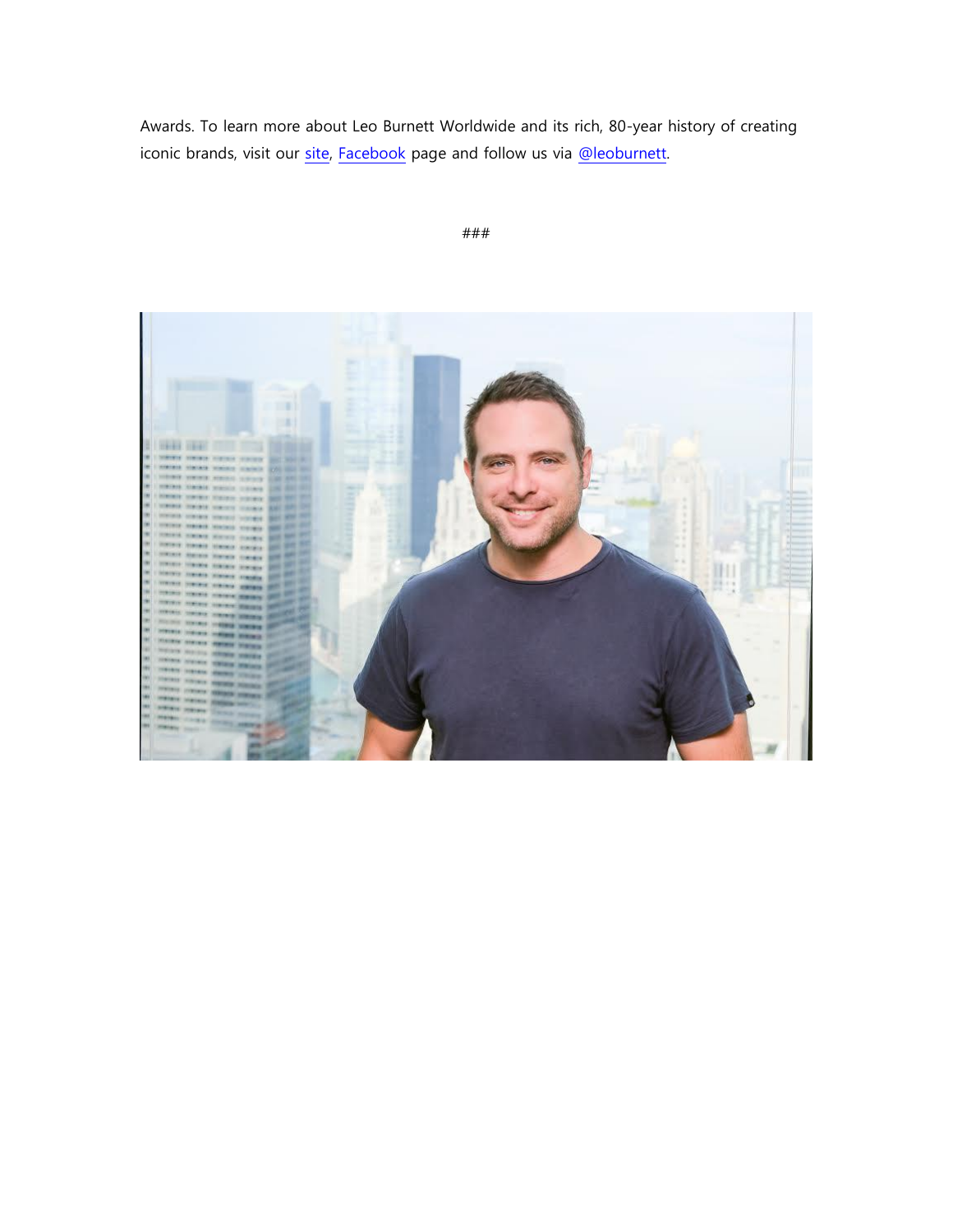Awards. To learn more about Leo Burnett Worldwide and its rich, 80-year history of creating iconic brands, visit our site, Facebook page and follow us via @leoburnett.

###